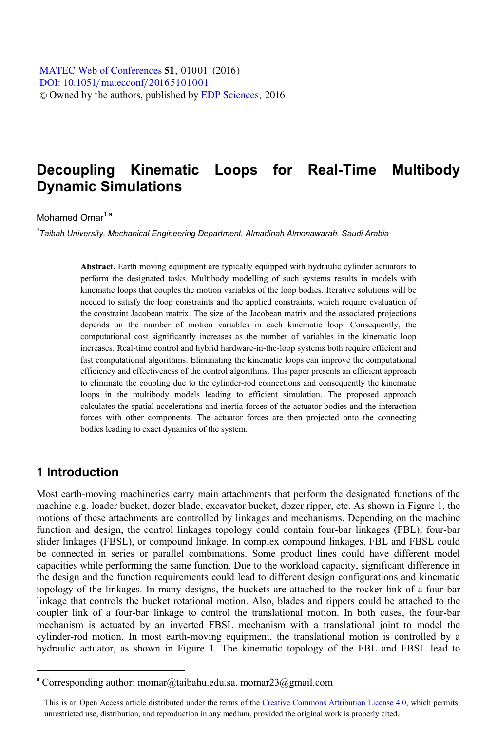# Decoupling Kinematic Loops for Real-Time Multibody Dynamic Simulations

Mohamed Omar[1,a]

[1] *Taibah University, Mechanical Engineering Department, Almadinah Almonawarah, Saudi Arabia*

**Abstract.** Earth moving equipment are typically equipped with hydraulic cylinder actuators to perform the designated tasks. Multibody modelling of such systems results in models with kinematic loops that couples the motion variables of the loop bodies. Iterative solutions will be needed to satisfy the loop constraints and the applied constraints, which require evaluation of the constraint Jacobean matrix. The size of the Jacobean matrix and the associated projections depends on the number of motion variables in each kinematic loop. Consequently, the computational cost significantly increases as the number of variables in the kinematic loop increases. Real-time control and hybrid hardware-in-the-loop systems both require efficient and fast computational algorithms. Eliminating the kinematic loops can improve the computational efficiency and effectiveness of the control algorithms. This paper presents an efficient approach to eliminate the coupling due to the cylinder-rod connections and consequently the kinematic loops in the multibody models leading to efficient simulation. The proposed approach calculates the spatial accelerations and inertia forces of the actuator bodies and the interaction forces with other components. The actuator forces are then projected onto the connecting bodies leading to exact dynamics of the system.

## 1 Introduction

Most earth-moving machineries carry main attachments that perform the designated functions of the machine e.g. loader bucket, dozer blade, excavator bucket, dozer ripper, etc. As shown in Figure 1, the motions of these attachments are controlled by linkages and mechanisms. Depending on the machine function and design, the control linkages topology could contain four-bar linkages (FBL), four-bar slider linkages (FBSL), or compound linkage. In complex compound linkages, FBL and FBSL could be connected in series or parallel combinations. Some product lines could have different model capacities while performing the same function. Due to the workload capacity, significant difference in the design and the function requirements could lead to different design configurations and kinematic topology of the linkages. In many designs, the buckets are attached to the rocker link of a four-bar linkage that controls the bucket rotational motion. Also, blades and rippers could be attached to the coupler link of a four-bar linkage to control the translational motion. In both cases, the four-bar mechanism is actuated by an inverted FBSL mechanism with a translational joint to model the cylinder-rod motion. In most earth-moving equipment, the translational motion is controlled by a hydraulic actuator, as shown in Figure 1. The kinematic topology of the FBL and FBSL lead to

[a] Corresponding author: momar@taibahu.edu.sa, momar23@gmail.com

This is an Open Access article distributed under the terms of the Creative Commons Attribution License 4.0, which permits unrestricted use, distribution, and reproduction in any medium, provided the original work is properly cited.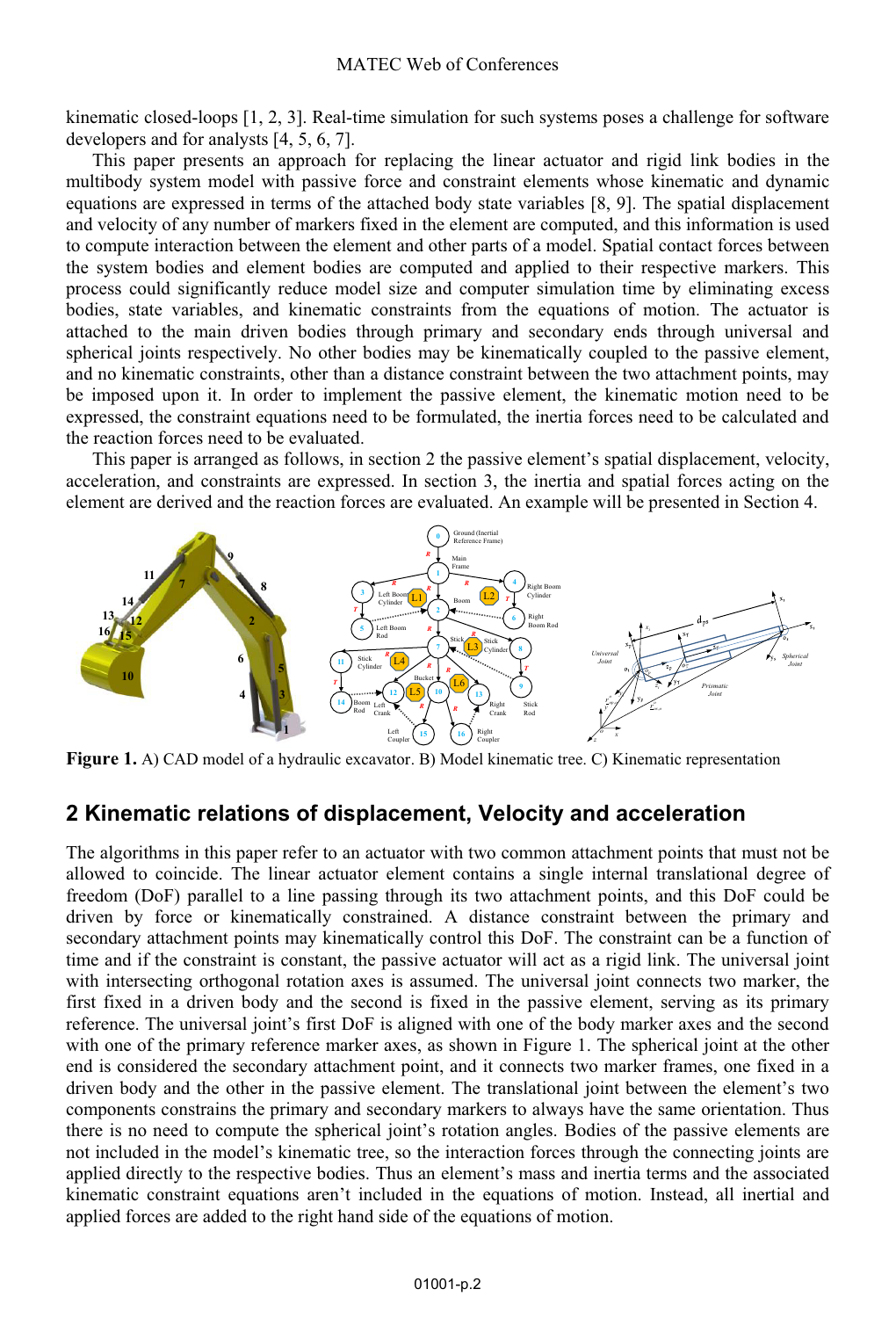kinematic closed-loops [1, 2, 3]. Real-time simulation for such systems poses a challenge for software developers and for analysts [4, 5, 6, 7].

This paper presents an approach for replacing the linear actuator and rigid link bodies in the multibody system model with passive force and constraint elements whose kinematic and dynamic equations are expressed in terms of the attached body state variables [8, 9]. The spatial displacement and velocity of any number of markers fixed in the element are computed, and this information is used to compute interaction between the element and other parts of a model. Spatial contact forces between the system bodies and element bodies are computed and applied to their respective markers. This process could significantly reduce model size and computer simulation time by eliminating excess bodies, state variables, and kinematic constraints from the equations of motion. The actuator is attached to the main driven bodies through primary and secondary ends through universal and spherical joints respectively. No other bodies may be kinematically coupled to the passive element, and no kinematic constraints, other than a distance constraint between the two attachment points, may be imposed upon it. In order to implement the passive element, the kinematic motion need to be expressed, the constraint equations need to be formulated, the inertia forces need to be calculated and the reaction forces need to be evaluated.

This paper is arranged as follows, in section 2 the passive element's spatial displacement, velocity, acceleration, and constraints are expressed. In section 3, the inertia and spatial forces acting on the element are derived and the reaction forces are evaluated. An example will be presented in Section 4.

**Figure 1.** A) CAD model of a hydraulic excavator. B) Model kinematic tree. C) Kinematic representation

## 2 Kinematic relations of displacement, Velocity and acceleration

The algorithms in this paper refer to an actuator with two common attachment points that must not be allowed to coincide. The linear actuator element contains a single internal translational degree of freedom (DoF) parallel to a line passing through its two attachment points, and this DoF could be driven by force or kinematically constrained. A distance constraint between the primary and secondary attachment points may kinematically control this DoF. The constraint can be a function of time and if the constraint is constant, the passive actuator will act as a rigid link. The universal joint with intersecting orthogonal rotation axes is assumed. The universal joint connects two marker, the first fixed in a driven body and the second is fixed in the passive element, serving as its primary reference. The universal joint's first DoF is aligned with one of the body marker axes and the second with one of the primary reference marker axes, as shown in Figure 1. The spherical joint at the other end is considered the secondary attachment point, and it connects two marker frames, one fixed in a driven body and the other in the passive element. The translational joint between the element's two components constrains the primary and secondary markers to always have the same orientation. Thus there is no need to compute the spherical joint's rotation angles. Bodies of the passive elements are not included in the model's kinematic tree, so the interaction forces through the connecting joints are applied directly to the respective bodies. Thus an element's mass and inertia terms and the associated kinematic constraint equations aren't included in the equations of motion. Instead, all inertial and applied forces are added to the right hand side of the equations of motion.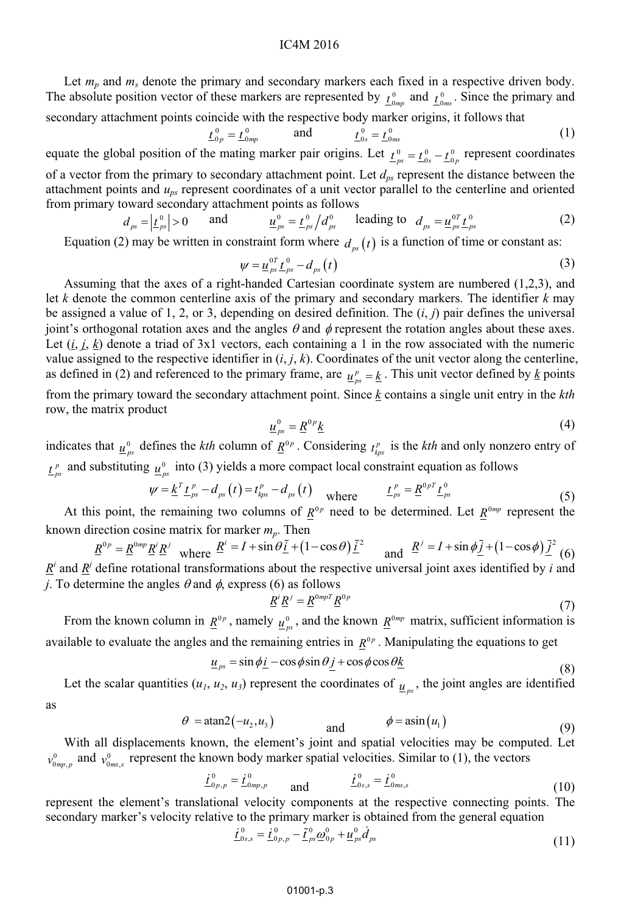Let $m_p$ and $m_s$ denote the primary and secondary markers each fixed in a respective driven body. The absolute position vector of these markers are represented by $\underline{t}^0_{0mp}$ and $\underline{t}^0_{0ms}$. Since the primary and secondary attachment points coincide with the respective body marker origins, it follows that

$$\underline{t}^0_{0p} = \underline{t}^0_{0mp} \qquad \text{and} \qquad \underline{t}^0_{0s} = \underline{t}^0_{0ms} \tag{1}$$

equate the global position of the mating marker pair origins. Let $\underline{t}^0_{ps} = \underline{t}^0_{0s} - \underline{t}^0_{0p}$ represent coordinates of a vector from the primary to secondary attachment point. Let $d_{ps}$ represent the distance between the attachment points and $u_{ps}$ represent coordinates of a unit vector parallel to the centerline and oriented from primary toward secondary attachment points as follows

$$d_{ps} = \left|\underline{t}^0_{ps}\right| > 0 \qquad \text{and} \qquad \underline{u}^0_{ps} = \underline{t}^0_{ps} \big/ d^0_{ps} \qquad \text{leading to} \quad d_{ps} = \underline{u}^{0T}_{ps}\underline{t}^0_{ps} \tag{2}$$

Equation (2) may be written in constraint form where $d_{ps}(t)$ is a function of time or constant as:

$$\psi = \underline{u}^{0T}_{ps}\underline{t}^0_{ps} - d_{ps}(t) \tag{3}$$

Assuming that the axes of a right-handed Cartesian coordinate system are numbered (1,2,3), and let $k$ denote the common centerline axis of the primary and secondary markers. The identifier $k$ may be assigned a value of 1, 2, or 3, depending on desired definition. The ($i$, $j$) pair defines the universal joint's orthogonal rotation axes and the angles $\theta$ and $\phi$ represent the rotation angles about these axes. Let ($\underline{i}$, $\underline{j}$, $\underline{k}$) denote a triad of 3x1 vectors, each containing a 1 in the row associated with the numeric value assigned to the respective identifier in ($i$, $j$, $k$). Coordinates of the unit vector along the centerline, as defined in (2) and referenced to the primary frame, are $\underline{u}^p_{ps} = \underline{k}$. This unit vector defined by $\underline{k}$ points from the primary toward the secondary attachment point. Since $\underline{k}$ contains a single unit entry in the $k$th row, the matrix product

$$\underline{u}^0_{ps} = \underline{R}^{0p}\underline{k} \tag{4}$$

indicates that $\underline{u}^0_{ps}$ defines the $k$th column of $\underline{R}^{0p}$. Considering $t^p_{kps}$ is the $k$th and only nonzero entry of $\underline{t}^p_{ps}$ and substituting $\underline{u}^0_{ps}$ into (3) yields a more compact local constraint equation as follows

$$\psi = \underline{k}^T\underline{t}^p_{ps} - d_{ps}(t) = t^p_{kps} - d_{ps}(t) \quad \text{where} \quad \underline{t}^p_{ps} = \underline{R}^{0pT}\underline{t}^0_{ps} \tag{5}$$

At this point, the remaining two columns of $\underline{R}^{0p}$ need to be determined. Let $\underline{R}^{0mp}$ represent the known direction cosine matrix for marker $m_p$. Then

$$\underline{R}^{0p} = \underline{R}^{0mp}\underline{R}^i\underline{R}^j \quad \text{where} \quad \underline{R}^i = I + \sin\theta\,\tilde{\underline{i}} + (1-\cos\theta)\,\tilde{\underline{i}}^2 \quad \text{and} \quad \underline{R}^j = I + \sin\phi\,\tilde{\underline{j}} + (1-\cos\phi)\,\tilde{\underline{j}}^2 \tag{6}$$

$\underline{R}^i$ and $\underline{R}^j$ define rotational transformations about the respective universal joint axes identified by $i$ and $j$. To determine the angles $\theta$ and $\phi$, express (6) as follows

$$\underline{R}^i\underline{R}^j = \underline{R}^{0mpT}\underline{R}^{0p} \tag{7}$$

From the known column in $\underline{R}^{0p}$, namely $\underline{u}^0_{ps}$, and the known $\underline{R}^{0mp}$ matrix, sufficient information is available to evaluate the angles and the remaining entries in $\underline{R}^{0p}$. Manipulating the equations to get

$$\underline{u}_{ps} = \sin\phi\,\underline{i} - \cos\phi\sin\theta\,\underline{j} + \cos\phi\cos\theta\,\underline{k} \tag{8}$$

Let the scalar quantities ($u_1$, $u_2$, $u_3$) represent the coordinates of $\underline{u}_{ps}$, the joint angles are identified as

$$\theta = \operatorname{atan2}(-u_2, u_3) \qquad \text{and} \qquad \phi = \operatorname{asin}(u_1) \tag{9}$$

With all displacements known, the element's joint and spatial velocities may be computed. Let $v^0_{0mp,p}$ and $v^0_{0ms,s}$ represent the known body marker spatial velocities. Similar to (1), the vectors

$$\dot{\underline{t}}^0_{0p,p} = \dot{\underline{t}}^0_{0mp,p} \qquad \text{and} \qquad \dot{\underline{t}}^0_{0s,s} = \dot{\underline{t}}^0_{0ms,s} \tag{10}$$

represent the element's translational velocity components at the respective connecting points. The secondary marker's velocity relative to the primary marker is obtained from the general equation

$$\dot{\underline{t}}^0_{0s,s} = \dot{\underline{t}}^0_{0p,p} - \tilde{\underline{t}}^0_{ps}\underline{\omega}^0_{0p} + \underline{u}^0_{ps}\dot{d}_{ps} \tag{11}$$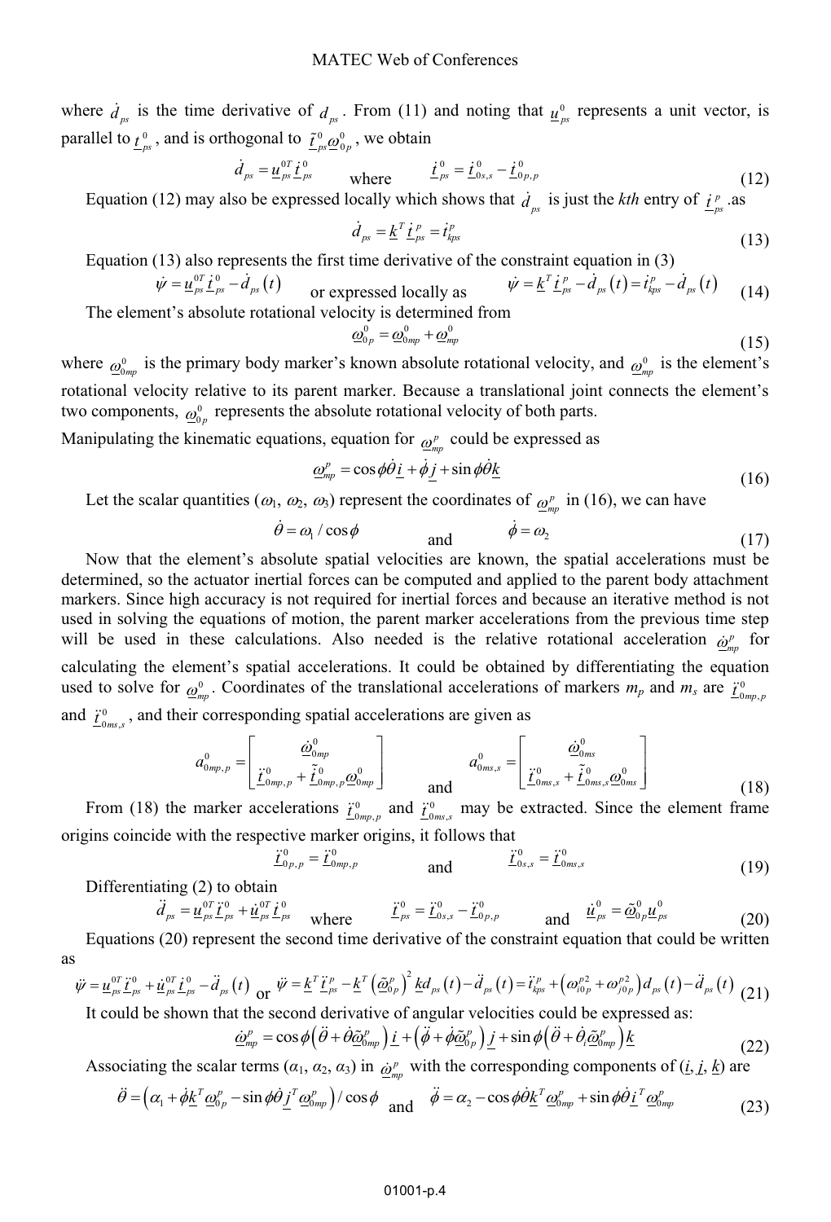where $\dot{d}_{ps}$ is the time derivative of $d_{ps}$. From (11) and noting that $\underline{u}_{ps}^{0}$ represents a unit vector, is parallel to $\underline{t}_{ps}^{0}$, and is orthogonal to $\tilde{\underline{t}}_{ps}^{0}\underline{\omega}_{0p}^{0}$, we obtain

$$\dot{d}_{ps} = \underline{u}_{ps}^{0T}\dot{\underline{t}}_{ps}^{0} \quad \text{where} \quad \dot{\underline{t}}_{ps}^{0} = \dot{\underline{t}}_{0s,s}^{0} - \dot{\underline{t}}_{0p,p}^{0} \tag{12}$$

Equation (12) may also be expressed locally which shows that $\dot{d}_{ps}$ is just the *kth* entry of $\dot{\underline{t}}_{ps}^{p}$ .as

$$\dot{d}_{ps} = \underline{k}^{T}\dot{\underline{t}}_{ps}^{p} = \dot{t}_{kps}^{p} \tag{13}$$

Equation (13) also represents the first time derivative of the constraint equation in (3)

$$\dot{\psi} = \underline{u}_{ps}^{0T}\dot{\underline{t}}_{ps}^{0} - \dot{d}_{ps}(t) \quad \text{or expressed locally as} \quad \dot{\psi} = \underline{k}^{T}\dot{\underline{t}}_{ps}^{p} - \dot{d}_{ps}(t) = \dot{t}_{kps}^{p} - \dot{d}_{ps}(t) \tag{14}$$

The element's absolute rotational velocity is determined from

$$\underline{\omega}_{0p}^{0} = \underline{\omega}_{0mp}^{0} + \underline{\omega}_{mp}^{0} \tag{15}$$

where $\underline{\omega}_{0mp}^{0}$ is the primary body marker's known absolute rotational velocity, and $\underline{\omega}_{mp}^{0}$ is the element's rotational velocity relative to its parent marker. Because a translational joint connects the element's two components, $\underline{\omega}_{0p}^{0}$ represents the absolute rotational velocity of both parts.

Manipulating the kinematic equations, equation for $\underline{\omega}_{mp}^{p}$ could be expressed as

$$\underline{\omega}_{mp}^{p} = \cos\phi\dot{\theta}\underline{i} + \dot{\phi}\underline{j} + \sin\phi\dot{\theta}\underline{k} \tag{16}$$

Let the scalar quantities ($\omega_1$, $\omega_2$, $\omega_3$) represent the coordinates of $\underline{\omega}_{mp}^{p}$ in (16), we can have

$$\dot{\theta} = \omega_1 / \cos\phi \quad \text{and} \quad \dot{\phi} = \omega_2 \tag{17}$$

Now that the element's absolute spatial velocities are known, the spatial accelerations must be determined, so the actuator inertial forces can be computed and applied to the parent body attachment markers. Since high accuracy is not required for inertial forces and because an iterative method is not used in solving the equations of motion, the parent marker accelerations from the previous time step will be used in these calculations. Also needed is the relative rotational acceleration $\dot{\underline{\omega}}_{mp}^{p}$ for calculating the element's spatial accelerations. It could be obtained by differentiating the equation used to solve for $\underline{\omega}_{mp}^{0}$. Coordinates of the translational accelerations of markers $m_p$ and $m_s$ are $\ddot{\underline{t}}_{0mp,p}^{0}$ and $\ddot{\underline{t}}_{0ms,s}^{0}$, and their corresponding spatial accelerations are given as

$$a_{0mp,p}^{0} = \begin{bmatrix} \dot{\underline{\omega}}_{0mp}^{0} \\ \ddot{\underline{t}}_{0mp,p}^{0} + \tilde{\dot{\underline{t}}}_{0mp,p}^{0}\underline{\omega}_{0mp}^{0} \end{bmatrix} \quad \text{and} \quad a_{0ms,s}^{0} = \begin{bmatrix} \dot{\underline{\omega}}_{0ms}^{0} \\ \ddot{\underline{t}}_{0ms,s}^{0} + \tilde{\dot{\underline{t}}}_{0ms,s}^{0}\underline{\omega}_{0ms}^{0} \end{bmatrix} \tag{18}$$

From (18) the marker accelerations $\ddot{\underline{t}}_{0mp,p}^{0}$ and $\ddot{\underline{t}}_{0ms,s}^{0}$ may be extracted. Since the element frame origins coincide with the respective marker origins, it follows that

$$\ddot{\underline{t}}_{0p,p}^{0} = \ddot{\underline{t}}_{0mp,p}^{0} \quad \text{and} \quad \ddot{\underline{t}}_{0s,s}^{0} = \ddot{\underline{t}}_{0ms,s}^{0} \tag{19}$$

Differentiating (2) to obtain

$$\ddot{d}_{ps} = \underline{u}_{ps}^{0T}\ddot{\underline{t}}_{ps}^{0} + \dot{\underline{u}}_{ps}^{0T}\dot{\underline{t}}_{ps}^{0} \quad \text{where} \quad \ddot{\underline{t}}_{ps}^{0} = \ddot{\underline{t}}_{0s,s}^{0} - \ddot{\underline{t}}_{0p,p}^{0} \quad \text{and} \quad \dot{\underline{u}}_{ps}^{0} = \tilde{\underline{\omega}}_{0p}^{0}\underline{u}_{ps}^{0} \tag{20}$$

Equations (20) represent the second time derivative of the constraint equation that could be written as

$$\ddot{\psi} = \underline{u}_{ps}^{0T}\ddot{\underline{t}}_{ps}^{0} + \dot{\underline{u}}_{ps}^{0T}\dot{\underline{t}}_{ps}^{0} - \ddot{d}_{ps}(t) \quad \text{or} \quad \ddot{\psi} = \underline{k}^{T}\ddot{\underline{t}}_{ps}^{p} - \underline{k}^{T}\left(\tilde{\underline{\omega}}_{0p}^{p}\right)^{2}\underline{k}d_{ps}(t) - \ddot{d}_{ps}(t) = \ddot{t}_{kps}^{p} + \left(\omega_{i0p}^{p2} + \omega_{j0p}^{p2}\right)d_{ps}(t) - \ddot{d}_{ps}(t) \tag{21}$$

It could be shown that the second derivative of angular velocities could be expressed as:

$$\dot{\underline{\omega}}_{mp}^{p} = \cos\phi\left(\ddot{\theta} + \dot{\theta}\tilde{\underline{\omega}}_{0mp}^{p}\right)\underline{i} + \left(\ddot{\phi} + \dot{\phi}\tilde{\underline{\omega}}_{0p}^{p}\right)\underline{j} + \sin\phi\left(\ddot{\theta} + \dot{\theta}_{i}\tilde{\underline{\omega}}_{0mp}^{p}\right)\underline{k} \tag{22}$$

Associating the scalar terms ($\alpha_1$, $\alpha_2$, $\alpha_3$) in $\dot{\underline{\omega}}_{mp}^{p}$ with the corresponding components of ($\underline{i}$, $\underline{j}$, $\underline{k}$) are

$$\ddot{\theta} = \left(\alpha_1 + \dot{\phi}\underline{k}^{T}\underline{\omega}_{0p}^{p} - \sin\phi\dot{\theta}\underline{j}^{T}\underline{\omega}_{0mp}^{p}\right)/\cos\phi \quad \text{and} \quad \ddot{\phi} = \alpha_2 - \cos\phi\dot{\theta}\underline{k}^{T}\underline{\omega}_{0mp}^{p} + \sin\phi\dot{\theta}\underline{i}^{T}\underline{\omega}_{0mp}^{p} \tag{23}$$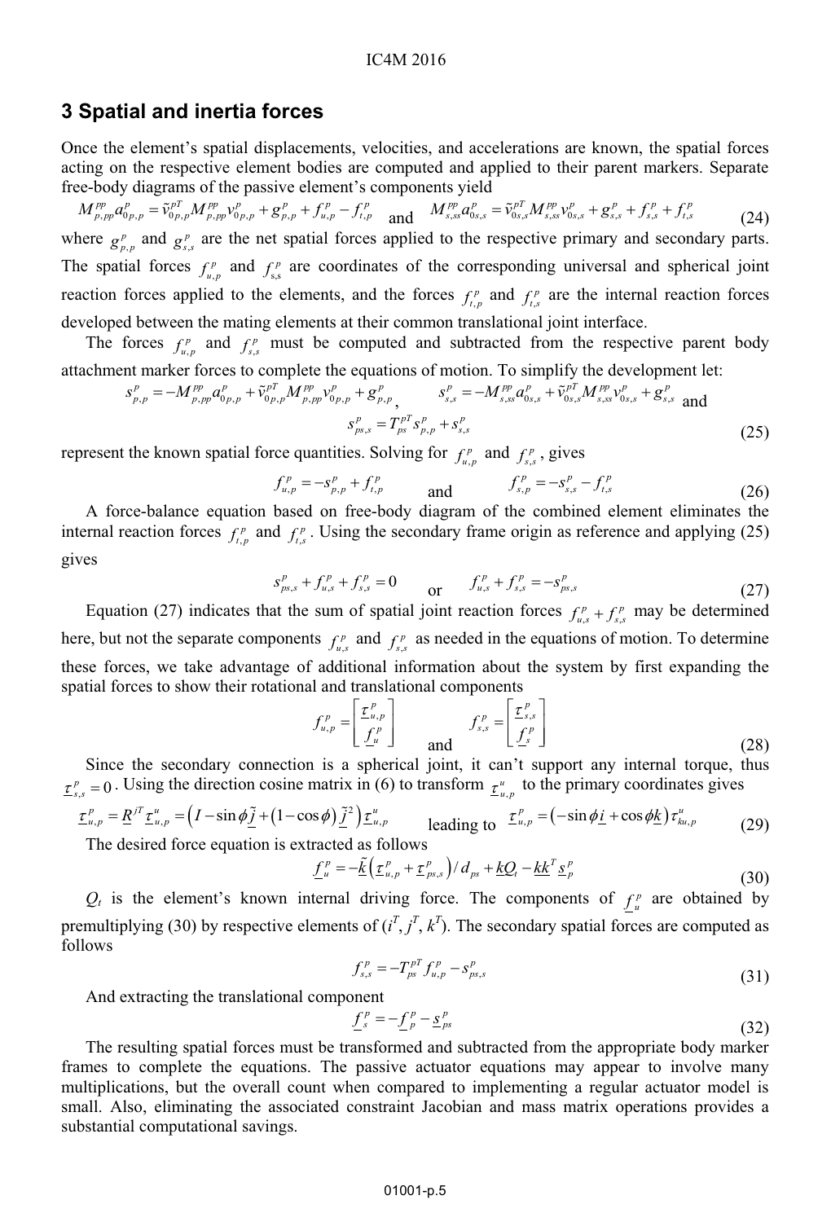## 3 Spatial and inertia forces

Once the element's spatial displacements, velocities, and accelerations are known, the spatial forces acting on the respective element bodies are computed and applied to their parent markers. Separate free-body diagrams of the passive element's components yield

$$M^{pp}_{p,pp}a^{p}_{0p,p} = \tilde{v}^{pT}_{0p,p}M^{pp}_{p,pp}v^{p}_{0p,p} + g^{p}_{p,p} + f^{p}_{u,p} - f^{p}_{t,p} \quad \text{and} \quad M^{pp}_{s,ss}a^{p}_{0s,s} = \tilde{v}^{pT}_{0s,s}M^{pp}_{s,ss}v^{p}_{0s,s} + g^{p}_{s,s} + f^{p}_{s,s} + f^{p}_{t,s} \tag{24}$$

where $g^{p}_{p,p}$ and $g^{p}_{s,s}$ are the net spatial forces applied to the respective primary and secondary parts. The spatial forces $f^{p}_{u,p}$ and $f^{p}_{s,s}$ are coordinates of the corresponding universal and spherical joint reaction forces applied to the elements, and the forces $f^{p}_{t,p}$ and $f^{p}_{t,s}$ are the internal reaction forces developed between the mating elements at their common translational joint interface.

The forces $f^{p}_{u,p}$ and $f^{p}_{s,s}$ must be computed and subtracted from the respective parent body attachment marker forces to complete the equations of motion. To simplify the development let:

$$s^{p}_{p,p} = -M^{pp}_{p,pp}a^{p}_{0p,p} + \tilde{v}^{pT}_{0p,p}M^{pp}_{p,pp}v^{p}_{0p,p} + g^{p}_{p,p}, \qquad s^{p}_{s,s} = -M^{pp}_{s,ss}a^{p}_{0s,s} + \tilde{v}^{pT}_{0s,s}M^{pp}_{s,ss}v^{p}_{0s,s} + g^{p}_{s,s} \quad \text{and}$$

$$s^{p}_{ps,s} = T^{pT}_{ps}s^{p}_{p,p} + s^{p}_{s,s} \tag{25}$$

represent the known spatial force quantities. Solving for $f^{p}_{u,p}$ and $f^{p}_{s,s}$, gives

$$f^{p}_{u,p} = -s^{p}_{p,p} + f^{p}_{t,p} \quad \text{and} \quad f^{p}_{s,p} = -s^{p}_{s,s} - f^{p}_{t,s} \tag{26}$$

A force-balance equation based on free-body diagram of the combined element eliminates the internal reaction forces $f^{p}_{t,p}$ and $f^{p}_{t,s}$. Using the secondary frame origin as reference and applying (25) gives

$$s^{p}_{ps,s} + f^{p}_{u,s} + f^{p}_{s,s} = 0 \quad \text{or} \quad f^{p}_{u,s} + f^{p}_{s,s} = -s^{p}_{ps,s} \tag{27}$$

Equation (27) indicates that the sum of spatial joint reaction forces $f^{p}_{u,s} + f^{p}_{s,s}$ may be determined here, but not the separate components $f^{p}_{u,s}$ and $f^{p}_{s,s}$ as needed in the equations of motion. To determine these forces, we take advantage of additional information about the system by first expanding the spatial forces to show their rotational and translational components

$$f^{p}_{u,p} = \begin{bmatrix} \underline{\tau}^{p}_{u,p} \\ \underline{f}^{p}_{u} \end{bmatrix} \quad \text{and} \quad f^{p}_{s,s} = \begin{bmatrix} \underline{\tau}^{p}_{s,s} \\ \underline{f}^{p}_{s} \end{bmatrix} \tag{28}$$

Since the secondary connection is a spherical joint, it can't support any internal torque, thus $\underline{\tau}^{p}_{s,s} = 0$. Using the direction cosine matrix in (6) to transform $\underline{\tau}^{u}_{u,p}$ to the primary coordinates gives

$$\underline{\tau}^{p}_{u,p} = \underline{R}^{iT}\underline{\tau}^{u}_{u,p} = \left(I - \sin\phi\,\tilde{\underline{j}} + (1-\cos\phi)\,\tilde{\underline{j}}^{2}\right)\underline{\tau}^{u}_{u,p} \quad \text{leading to} \quad \underline{\tau}^{p}_{u,p} = \left(-\sin\phi\,\underline{i} + \cos\phi\,\underline{k}\right)\tau^{u}_{ku,p} \tag{29}$$

The desired force equation is extracted as follows

$$\underline{f}^{p}_{u} = -\tilde{\underline{k}}\left(\underline{\tau}^{p}_{u,p} + \underline{\tau}^{p}_{ps,s}\right)/d_{ps} + \underline{k}Q_{t} - \underline{k}\underline{k}^{T}\underline{s}^{p}_{p} \tag{30}$$

$Q_t$ is the element's known internal driving force. The components of $\underline{f}^{p}_{u}$ are obtained by premultiplying (30) by respective elements of ($i^T$, $j^T$, $k^T$). The secondary spatial forces are computed as follows

$$f^{p}_{s,s} = -T^{pT}_{ps}f^{p}_{u,p} - s^{p}_{ps,s} \tag{31}$$

And extracting the translational component

$$\underline{f}^{p}_{s} = -\underline{f}^{p}_{p} - \underline{s}^{p}_{ps} \tag{32}$$

The resulting spatial forces must be transformed and subtracted from the appropriate body marker frames to complete the equations. The passive actuator equations may appear to involve many multiplications, but the overall count when compared to implementing a regular actuator model is small. Also, eliminating the associated constraint Jacobian and mass matrix operations provides a substantial computational savings.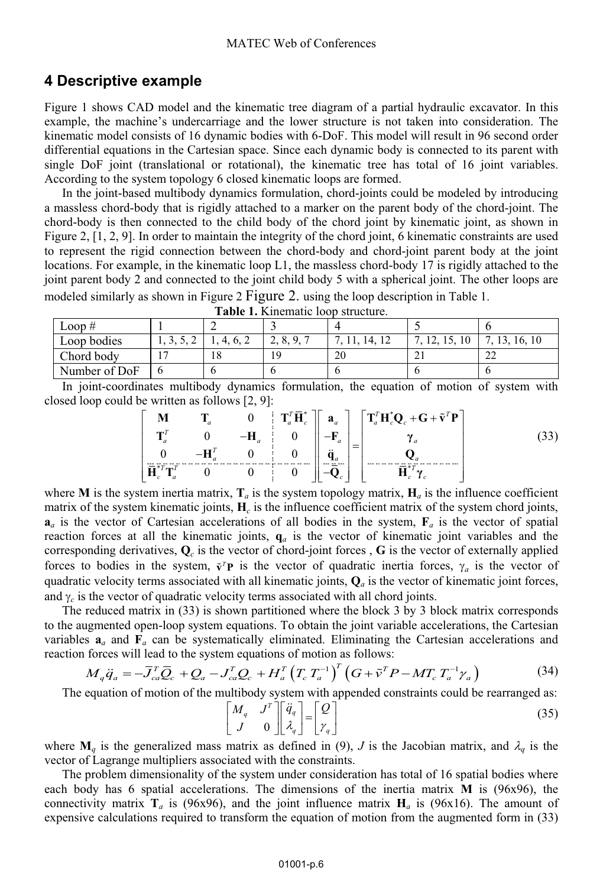## 4 Descriptive example

Figure 1 shows CAD model and the kinematic tree diagram of a partial hydraulic excavator. In this example, the machine's undercarriage and the lower structure is not taken into consideration. The kinematic model consists of 16 dynamic bodies with 6-DoF. This model will result in 96 second order differential equations in the Cartesian space. Since each dynamic body is connected to its parent with single DoF joint (translational or rotational), the kinematic tree has total of 16 joint variables. According to the system topology 6 closed kinematic loops are formed.

In the joint-based multibody dynamics formulation, chord-joints could be modeled by introducing a massless chord-body that is rigidly attached to a marker on the parent body of the chord-joint. The chord-body is then connected to the child body of the chord joint by kinematic joint, as shown in Figure 2, [1, 2, 9]. In order to maintain the integrity of the chord joint, 6 kinematic constraints are used to represent the rigid connection between the chord-body and chord-joint parent body at the joint locations. For example, in the kinematic loop L1, the massless chord-body 17 is rigidly attached to the joint parent body 2 and connected to the joint child body 5 with a spherical joint. The other loops are modeled similarly as shown in Figure 2 Figure 2. using the loop description in Table 1.

**Table 1.** Kinematic loop structure.

| Loop # | 1 | 2 | 3 | 4 | 5 | 6 |
|---|---|---|---|---|---|---|
| Loop bodies | 1, 3, 5, 2 | 1, 4, 6, 2 | 2, 8, 9, 7 | 7, 11, 14, 12 | 7, 12, 15, 10 | 7, 13, 16, 10 |
| Chord body | 17 | 18 | 19 | 20 | 21 | 22 |
| Number of DoF | 6 | 6 | 6 | 6 | 6 | 6 |

In joint-coordinates multibody dynamics formulation, the equation of motion of system with closed loop could be written as follows [2, 9]:

$$\left[\begin{array}{ccc|c} \mathbf{M} & \mathbf{T}_a & 0 & \mathbf{T}_a^T\overline{\mathbf{H}}_c^* \\ \mathbf{T}_a^T & 0 & -\mathbf{H}_a & 0 \\ 0 & -\mathbf{H}_a^T & 0 & 0 \\ \hline \overline{\mathbf{H}}_c^{*T}\mathbf{T}_a^T & 0 & 0 & 0 \end{array}\right]\left[\begin{array}{c} \mathbf{a}_a \\ -\mathbf{F}_a \\ \ddot{\mathbf{q}}_a \\ \hline -\overline{\mathbf{Q}}_c \end{array}\right]=\left[\begin{array}{c} \mathbf{T}_a^T\mathbf{H}_c^*\mathbf{Q}_c+\mathbf{G}+\tilde{\mathbf{v}}^T\mathbf{P} \\ \boldsymbol{\gamma}_a \\ \mathbf{Q}_a \\ \hline \overline{\mathbf{H}}_c^{*T}\boldsymbol{\gamma}_c \end{array}\right] \tag{33}$$

where $\mathbf{M}$ is the system inertia matrix, $\mathbf{T}_a$ is the system topology matrix, $\mathbf{H}_a$ is the influence coefficient matrix of the system kinematic joints, $\mathbf{H}_c$ is the influence coefficient matrix of the system chord joints, $\mathbf{a}_a$ is the vector of Cartesian accelerations of all bodies in the system, $\mathbf{F}_a$ is the vector of spatial reaction forces at all the kinematic joints, $\mathbf{q}_a$ is the vector of kinematic joint variables and the corresponding derivatives, $\mathbf{Q}_c$ is the vector of chord-joint forces , $\mathbf{G}$ is the vector of externally applied forces to bodies in the system, $\tilde{\mathbf{v}}^T\mathbf{P}$ is the vector of quadratic inertia forces, $\gamma_a$ is the vector of quadratic velocity terms associated with all kinematic joints, $\mathbf{Q}_a$ is the vector of kinematic joint forces, and $\gamma_c$ is the vector of quadratic velocity terms associated with all chord joints.

The reduced matrix in (33) is shown partitioned where the block 3 by 3 block matrix corresponds to the augmented open-loop system equations. To obtain the joint variable accelerations, the Cartesian variables $\mathbf{a}_a$ and $\mathbf{F}_a$ can be systematically eliminated. Eliminating the Cartesian accelerations and reaction forces will lead to the system equations of motion as follows:

$$M_q\ddot{q}_a=-\bar{J}_{ca}^T\overline{Q}_c+Q_a-J_{ca}^TQ_c+H_a^T\left(T_c\,T_a^{-1}\right)^T\left(G+\tilde{v}^TP-MT_c\,T_a^{-1}\gamma_a\right) \tag{34}$$

The equation of motion of the multibody system with appended constraints could be rearranged as:

$$\begin{bmatrix} M_q & J^T \\ J & 0 \end{bmatrix}\begin{bmatrix} \ddot{q}_q \\ \lambda_q \end{bmatrix}=\begin{bmatrix} Q \\ \gamma_q \end{bmatrix} \tag{35}$$

where $\mathbf{M}_q$ is the generalized mass matrix as defined in (9), $J$ is the Jacobian matrix, and $\lambda_q$ is the vector of Lagrange multipliers associated with the constraints.

The problem dimensionality of the system under consideration has total of 16 spatial bodies where each body has 6 spatial accelerations. The dimensions of the inertia matrix $\mathbf{M}$ is (96x96), the connectivity matrix $\mathbf{T}_a$ is (96x96), and the joint influence matrix $\mathbf{H}_a$ is (96x16). The amount of expensive calculations required to transform the equation of motion from the augmented form in (33)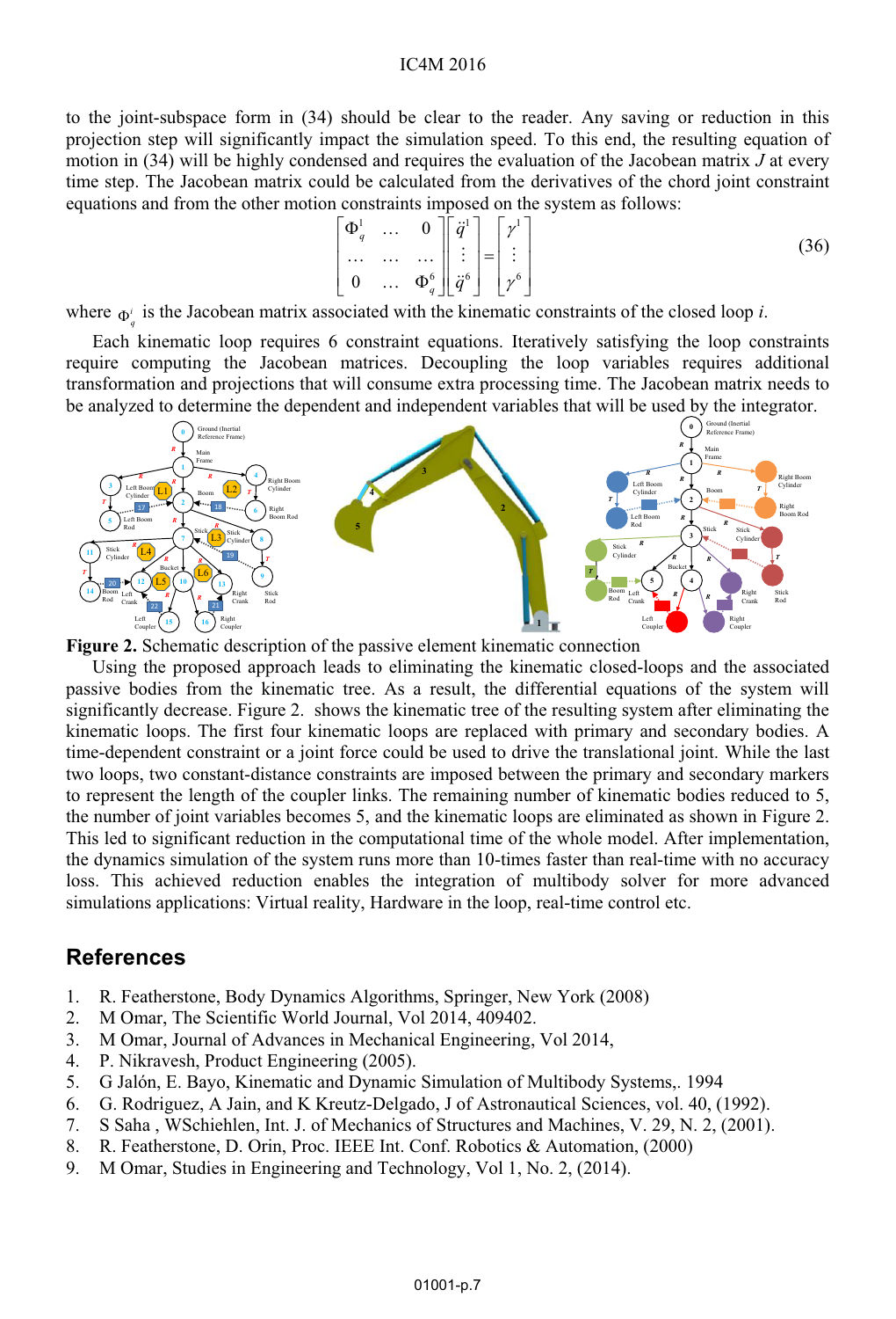to the joint-subspace form in (34) should be clear to the reader. Any saving or reduction in this projection step will significantly impact the simulation speed. To this end, the resulting equation of motion in (34) will be highly condensed and requires the evaluation of the Jacobean matrix $J$ at every time step. The Jacobean matrix could be calculated from the derivatives of the chord joint constraint equations and from the other motion constraints imposed on the system as follows:

$$\begin{bmatrix} \Phi_q^1 & \dots & 0 \\ \dots & \dots & \dots \\ 0 & \dots & \Phi_q^6 \end{bmatrix} \begin{bmatrix} \ddot{q}^1 \\ \vdots \\ \ddot{q}^6 \end{bmatrix} = \begin{bmatrix} \gamma^1 \\ \vdots \\ \gamma^6 \end{bmatrix} \tag{36}$$

where $\Phi_q^i$ is the Jacobean matrix associated with the kinematic constraints of the closed loop $i$.

Each kinematic loop requires 6 constraint equations. Iteratively satisfying the loop constraints require computing the Jacobean matrices. Decoupling the loop variables requires additional transformation and projections that will consume extra processing time. The Jacobean matrix needs to be analyzed to determine the dependent and independent variables that will be used by the integrator.

**Figure 2.** Schematic description of the passive element kinematic connection

Using the proposed approach leads to eliminating the kinematic closed-loops and the associated passive bodies from the kinematic tree. As a result, the differential equations of the system will significantly decrease. Figure 2. shows the kinematic tree of the resulting system after eliminating the kinematic loops. The first four kinematic loops are replaced with primary and secondary bodies. A time-dependent constraint or a joint force could be used to drive the translational joint. While the last two loops, two constant-distance constraints are imposed between the primary and secondary markers to represent the length of the coupler links. The remaining number of kinematic bodies reduced to 5, the number of joint variables becomes 5, and the kinematic loops are eliminated as shown in Figure 2. This led to significant reduction in the computational time of the whole model. After implementation, the dynamics simulation of the system runs more than 10-times faster than real-time with no accuracy loss. This achieved reduction enables the integration of multibody solver for more advanced simulations applications: Virtual reality, Hardware in the loop, real-time control etc.

## References

1. R. Featherstone, Body Dynamics Algorithms, Springer, New York (2008)
2. M Omar, The Scientific World Journal, Vol 2014, 409402.
3. M Omar, Journal of Advances in Mechanical Engineering, Vol 2014,
4. P. Nikravesh, Product Engineering (2005).
5. G Jalón, E. Bayo, Kinematic and Dynamic Simulation of Multibody Systems,. 1994
6. G. Rodriguez, A Jain, and K Kreutz-Delgado, J of Astronautical Sciences, vol. 40, (1992).
7. S Saha , WSchiehlen, Int. J. of Mechanics of Structures and Machines, V. 29, N. 2, (2001).
8. R. Featherstone, D. Orin, Proc. IEEE Int. Conf. Robotics & Automation, (2000)
9. M Omar, Studies in Engineering and Technology, Vol 1, No. 2, (2014).